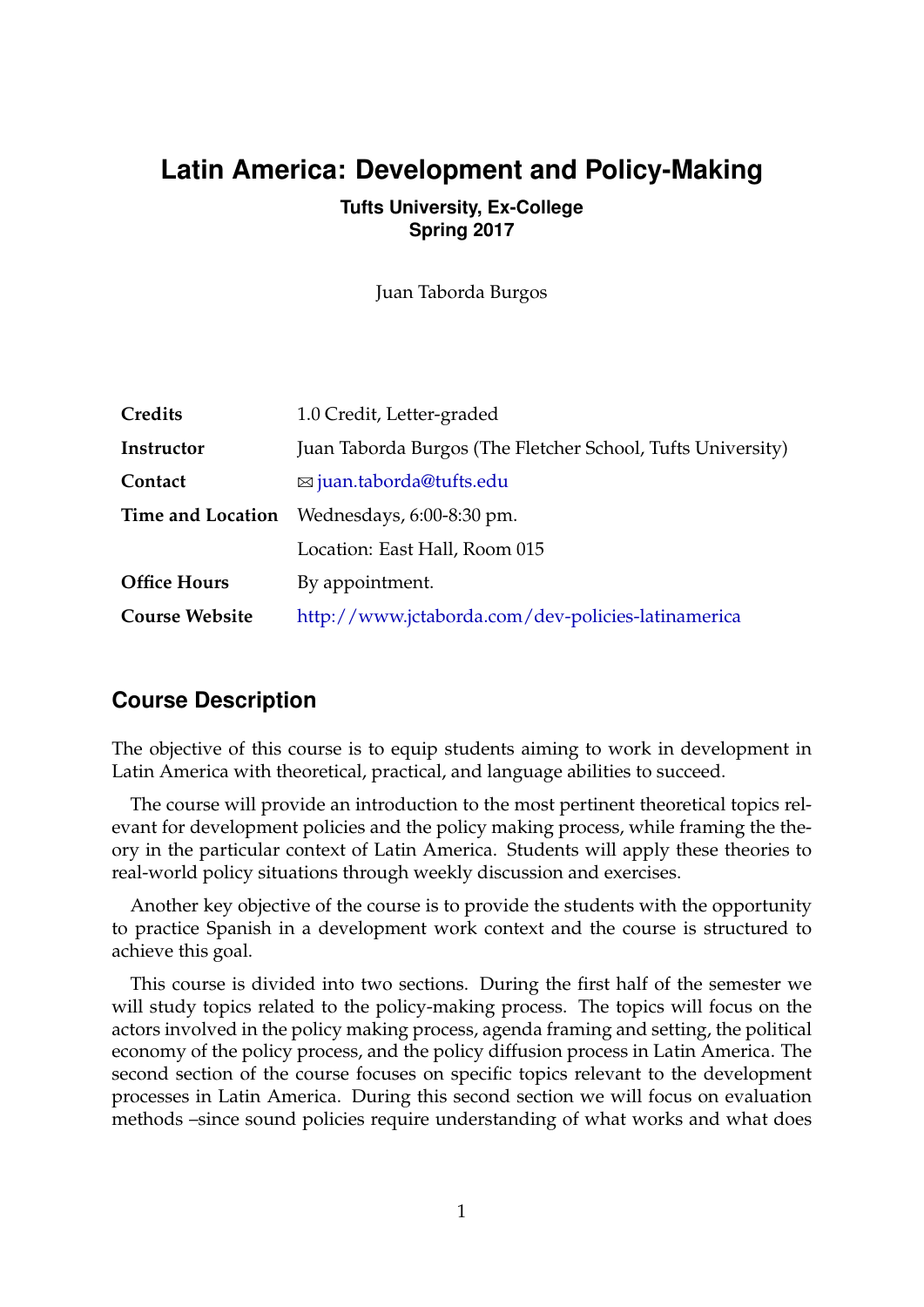# Latin America: Development and Policy-Making

**Tufts University, Ex-College**
**Spring 2017**

Juan Taborda Burgos

| | |
|---|---|
| **Credits** | 1.0 Credit, Letter-graded |
| **Instructor** | Juan Taborda Burgos (The Fletcher School, Tufts University) |
| **Contact** | ✉ juan.taborda@tufts.edu |
| **Time and Location** | Wednesdays, 6:00-8:30 pm. |
| | Location: East Hall, Room 015 |
| **Office Hours** | By appointment. |
| **Course Website** | http://www.jctaborda.com/dev-policies-latinamerica |

## Course Description

The objective of this course is to equip students aiming to work in development in Latin America with theoretical, practical, and language abilities to succeed.

The course will provide an introduction to the most pertinent theoretical topics relevant for development policies and the policy making process, while framing the theory in the particular context of Latin America. Students will apply these theories to real-world policy situations through weekly discussion and exercises.

Another key objective of the course is to provide the students with the opportunity to practice Spanish in a development work context and the course is structured to achieve this goal.

This course is divided into two sections. During the first half of the semester we will study topics related to the policy-making process. The topics will focus on the actors involved in the policy making process, agenda framing and setting, the political economy of the policy process, and the policy diffusion process in Latin America. The second section of the course focuses on specific topics relevant to the development processes in Latin America. During this second section we will focus on evaluation methods –since sound policies require understanding of what works and what does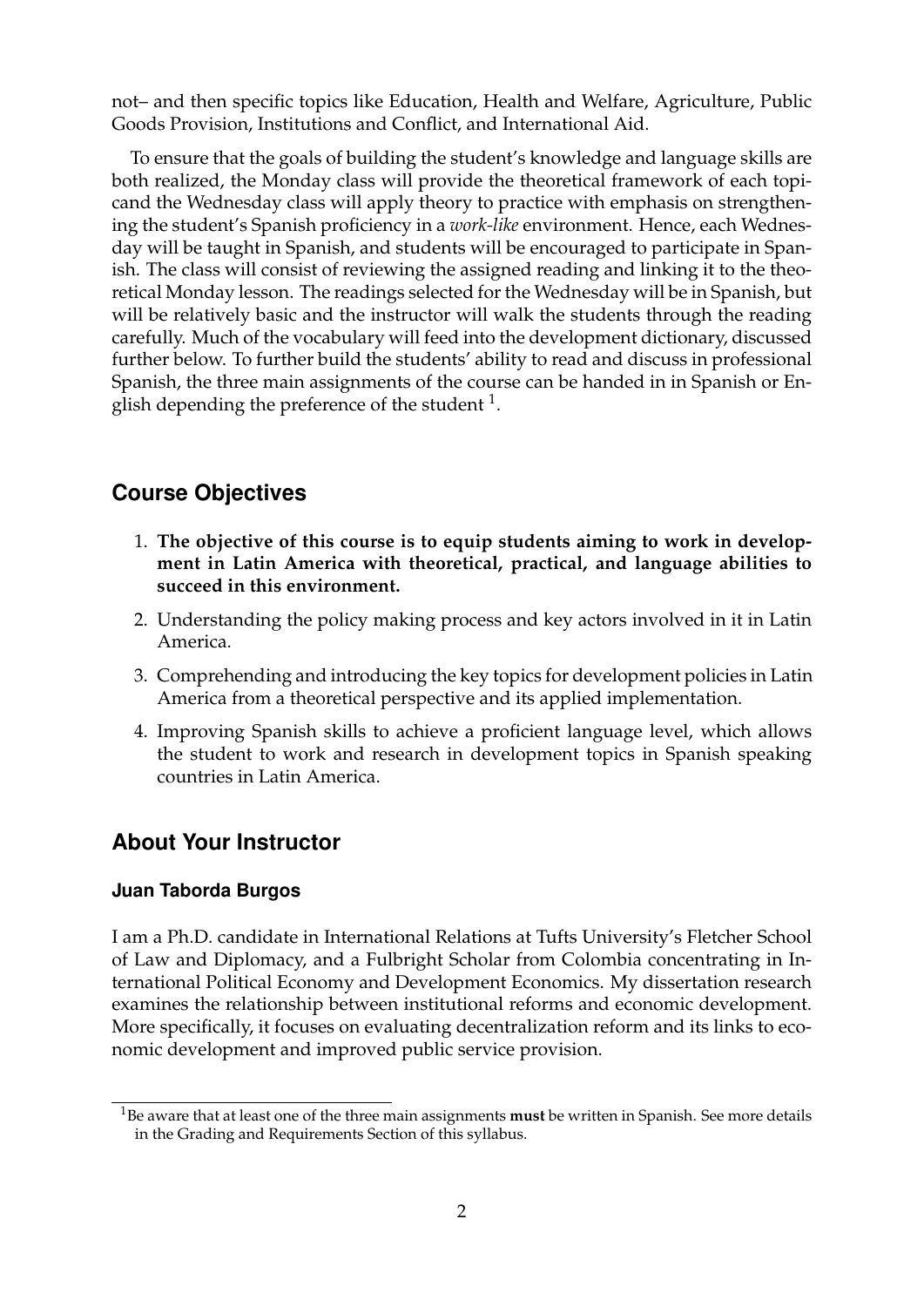not– and then specific topics like Education, Health and Welfare, Agriculture, Public Goods Provision, Institutions and Conflict, and International Aid.

To ensure that the goals of building the student's knowledge and language skills are both realized, the Monday class will provide the theoretical framework of each topicand the Wednesday class will apply theory to practice with emphasis on strengthening the student's Spanish proficiency in a *work-like* environment. Hence, each Wednesday will be taught in Spanish, and students will be encouraged to participate in Spanish. The class will consist of reviewing the assigned reading and linking it to the theoretical Monday lesson. The readings selected for the Wednesday will be in Spanish, but will be relatively basic and the instructor will walk the students through the reading carefully. Much of the vocabulary will feed into the development dictionary, discussed further below. To further build the students' ability to read and discuss in professional Spanish, the three main assignments of the course can be handed in in Spanish or English depending the preference of the student [1].

## Course Objectives

1. **The objective of this course is to equip students aiming to work in development in Latin America with theoretical, practical, and language abilities to succeed in this environment.**
2. Understanding the policy making process and key actors involved in it in Latin America.
3. Comprehending and introducing the key topics for development policies in Latin America from a theoretical perspective and its applied implementation.
4. Improving Spanish skills to achieve a proficient language level, which allows the student to work and research in development topics in Spanish speaking countries in Latin America.

## About Your Instructor

### Juan Taborda Burgos

I am a Ph.D. candidate in International Relations at Tufts University's Fletcher School of Law and Diplomacy, and a Fulbright Scholar from Colombia concentrating in International Political Economy and Development Economics. My dissertation research examines the relationship between institutional reforms and economic development. More specifically, it focuses on evaluating decentralization reform and its links to economic development and improved public service provision.

[1] Be aware that at least one of the three main assignments **must** be written in Spanish. See more details in the Grading and Requirements Section of this syllabus.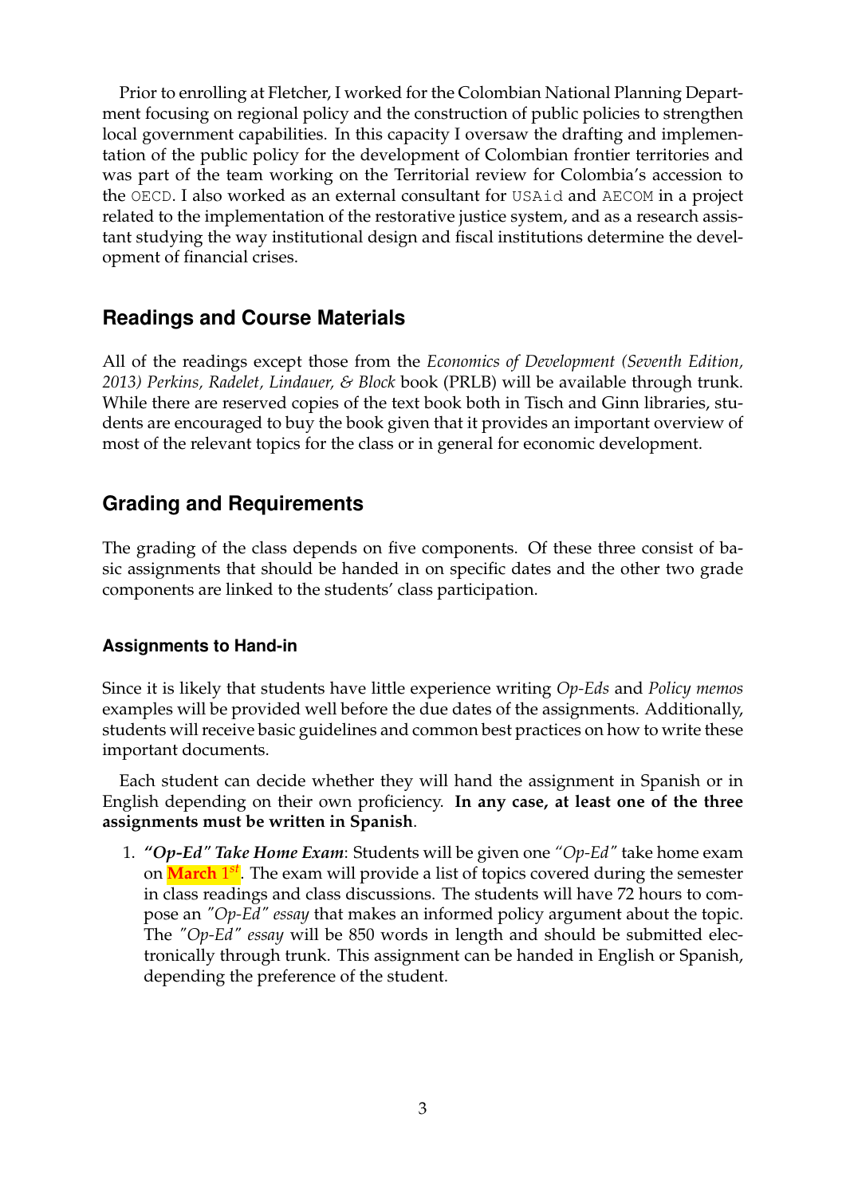Prior to enrolling at Fletcher, I worked for the Colombian National Planning Department focusing on regional policy and the construction of public policies to strengthen local government capabilities. In this capacity I oversaw the drafting and implementation of the public policy for the development of Colombian frontier territories and was part of the team working on the Territorial review for Colombia's accession to the `OECD`. I also worked as an external consultant for `USAid` and `AECOM` in a project related to the implementation of the restorative justice system, and as a research assistant studying the way institutional design and fiscal institutions determine the development of financial crises.

## Readings and Course Materials

All of the readings except those from the *Economics of Development (Seventh Edition, 2013) Perkins, Radelet, Lindauer, & Block* book (PRLB) will be available through trunk. While there are reserved copies of the text book both in Tisch and Ginn libraries, students are encouraged to buy the book given that it provides an important overview of most of the relevant topics for the class or in general for economic development.

## Grading and Requirements

The grading of the class depends on five components. Of these three consist of basic assignments that should be handed in on specific dates and the other two grade components are linked to the students' class participation.

### Assignments to Hand-in

Since it is likely that students have little experience writing *Op-Eds* and *Policy memos* examples will be provided well before the due dates of the assignments. Additionally, students will receive basic guidelines and common best practices on how to write these important documents.

Each student can decide whether they will hand the assignment in Spanish or in English depending on their own proficiency. **In any case, at least one of the three assignments must be written in Spanish**.

1. ***"Op-Ed" Take Home Exam***: Students will be given one *"Op-Ed"* take home exam on **March** 1*st*. The exam will provide a list of topics covered during the semester in class readings and class discussions. The students will have 72 hours to compose an *"Op-Ed" essay* that makes an informed policy argument about the topic. The *"Op-Ed" essay* will be 850 words in length and should be submitted electronically through trunk. This assignment can be handed in English or Spanish, depending the preference of the student.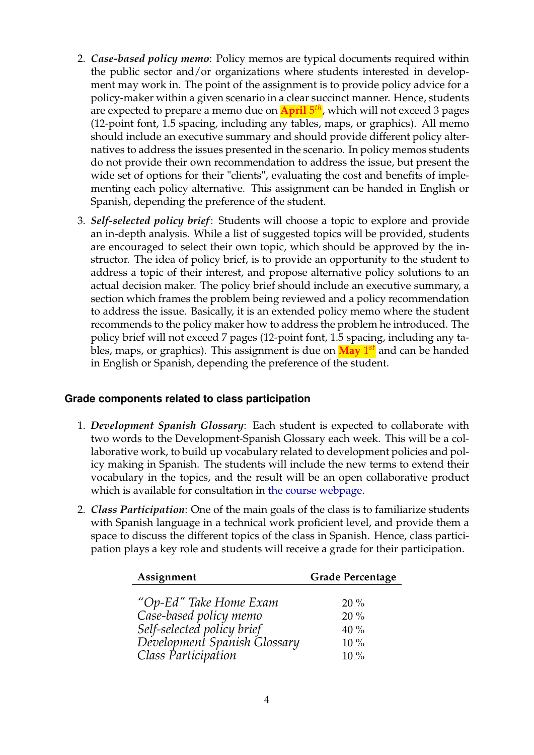2. ***Case-based policy memo***: Policy memos are typical documents required within the public sector and/or organizations where students interested in development may work in. The point of the assignment is to provide policy advice for a policy-maker within a given scenario in a clear succinct manner. Hence, students are expected to prepare a memo due on **April 5*th***, which will not exceed 3 pages (12-point font, 1.5 spacing, including any tables, maps, or graphics). All memo should include an executive summary and should provide different policy alternatives to address the issues presented in the scenario. In policy memos students do not provide their own recommendation to address the issue, but present the wide set of options for their "clients", evaluating the cost and benefits of implementing each policy alternative. This assignment can be handed in English or Spanish, depending the preference of the student.

3. ***Self-selected policy brief***: Students will choose a topic to explore and provide an in-depth analysis. While a list of suggested topics will be provided, students are encouraged to select their own topic, which should be approved by the instructor. The idea of policy brief, is to provide an opportunity to the student to address a topic of their interest, and propose alternative policy solutions to an actual decision maker. The policy brief should include an executive summary, a section which frames the problem being reviewed and a policy recommendation to address the issue. Basically, it is an extended policy memo where the student recommends to the policy maker how to address the problem he introduced. The policy brief will not exceed 7 pages (12-point font, 1.5 spacing, including any tables, maps, or graphics). This assignment is due on **May 1*st*** and can be handed in English or Spanish, depending the preference of the student.

### Grade components related to class participation

1. ***Development Spanish Glossary***: Each student is expected to collaborate with two words to the Development-Spanish Glossary each week. This will be a collaborative work, to build up vocabulary related to development policies and policy making in Spanish. The students will include the new terms to extend their vocabulary in the topics, and the result will be an open collaborative product which is available for consultation in the course webpage.

2. ***Class Participation***: One of the main goals of the class is to familiarize students with Spanish language in a technical work proficient level, and provide them a space to discuss the different topics of the class in Spanish. Hence, class participation plays a key role and students will receive a grade for their participation.

| Assignment | Grade Percentage |
|---|---|
| *"Op-Ed" Take Home Exam* | 20 % |
| *Case-based policy memo* | 20 % |
| *Self-selected policy brief* | 40 % |
| *Development Spanish Glossary* | 10 % |
| *Class Participation* | 10 % |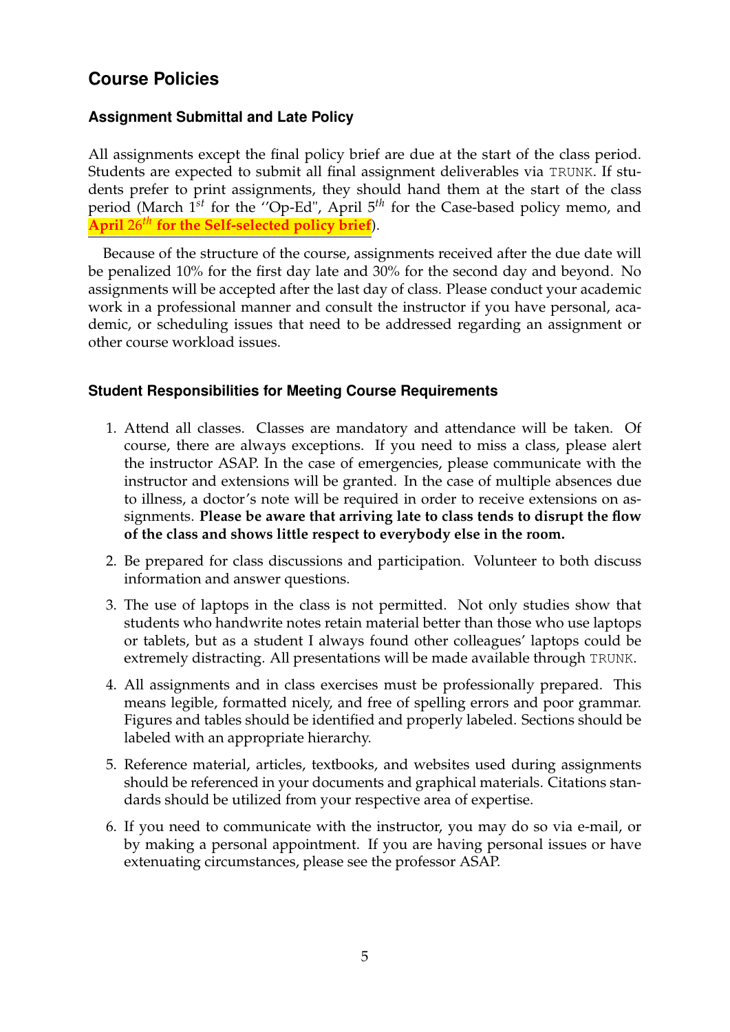## Course Policies

### Assignment Submittal and Late Policy

All assignments except the final policy brief are due at the start of the class period. Students are expected to submit all final assignment deliverables via TRUNK. If students prefer to print assignments, they should hand them at the start of the class period (March 1st for the ''Op-Ed", April 5th for the Case-based policy memo, and **April 26th for the Self-selected policy brief**).

Because of the structure of the course, assignments received after the due date will be penalized 10% for the first day late and 30% for the second day and beyond. No assignments will be accepted after the last day of class. Please conduct your academic work in a professional manner and consult the instructor if you have personal, academic, or scheduling issues that need to be addressed regarding an assignment or other course workload issues.

### Student Responsibilities for Meeting Course Requirements

1. Attend all classes. Classes are mandatory and attendance will be taken. Of course, there are always exceptions. If you need to miss a class, please alert the instructor ASAP. In the case of emergencies, please communicate with the instructor and extensions will be granted. In the case of multiple absences due to illness, a doctor's note will be required in order to receive extensions on assignments. **Please be aware that arriving late to class tends to disrupt the flow of the class and shows little respect to everybody else in the room.**
2. Be prepared for class discussions and participation. Volunteer to both discuss information and answer questions.
3. The use of laptops in the class is not permitted. Not only studies show that students who handwrite notes retain material better than those who use laptops or tablets, but as a student I always found other colleagues' laptops could be extremely distracting. All presentations will be made available through TRUNK.
4. All assignments and in class exercises must be professionally prepared. This means legible, formatted nicely, and free of spelling errors and poor grammar. Figures and tables should be identified and properly labeled. Sections should be labeled with an appropriate hierarchy.
5. Reference material, articles, textbooks, and websites used during assignments should be referenced in your documents and graphical materials. Citations standards should be utilized from your respective area of expertise.
6. If you need to communicate with the instructor, you may do so via e-mail, or by making a personal appointment. If you are having personal issues or have extenuating circumstances, please see the professor ASAP.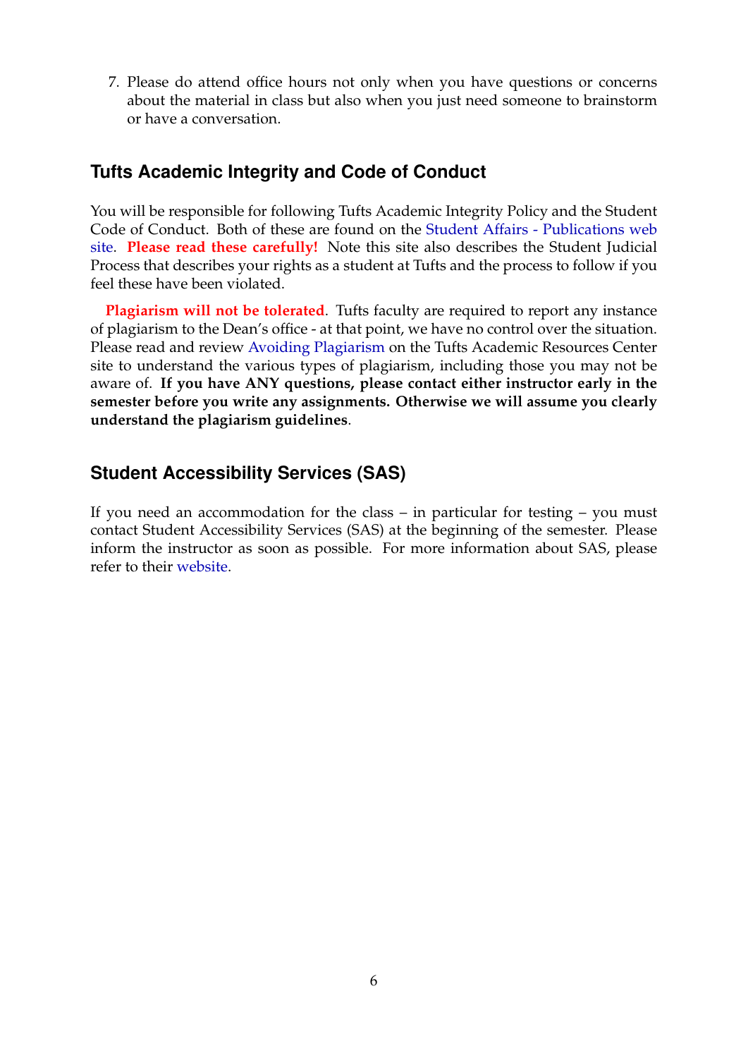7. Please do attend office hours not only when you have questions or concerns about the material in class but also when you just need someone to brainstorm or have a conversation.

## Tufts Academic Integrity and Code of Conduct

You will be responsible for following Tufts Academic Integrity Policy and the Student Code of Conduct. Both of these are found on the Student Affairs - Publications web site. **Please read these carefully!** Note this site also describes the Student Judicial Process that describes your rights as a student at Tufts and the process to follow if you feel these have been violated.

**Plagiarism will not be tolerated**. Tufts faculty are required to report any instance of plagiarism to the Dean's office - at that point, we have no control over the situation. Please read and review Avoiding Plagiarism on the Tufts Academic Resources Center site to understand the various types of plagiarism, including those you may not be aware of. **If you have ANY questions, please contact either instructor early in the semester before you write any assignments. Otherwise we will assume you clearly understand the plagiarism guidelines**.

## Student Accessibility Services (SAS)

If you need an accommodation for the class – in particular for testing – you must contact Student Accessibility Services (SAS) at the beginning of the semester. Please inform the instructor as soon as possible. For more information about SAS, please refer to their website.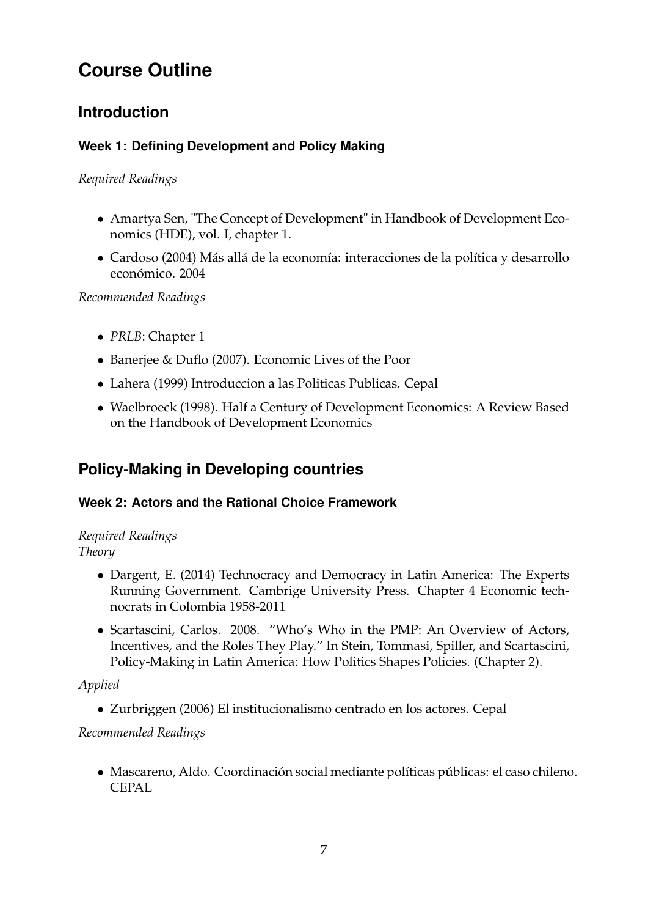# Course Outline

## Introduction

### Week 1: Defining Development and Policy Making

*Required Readings*

- Amartya Sen, "The Concept of Development" in Handbook of Development Economics (HDE), vol. I, chapter 1.
- Cardoso (2004) Más allá de la economía: interacciones de la política y desarrollo económico. 2004

*Recommended Readings*

- *PRLB*: Chapter 1
- Banerjee & Duflo (2007). Economic Lives of the Poor
- Lahera (1999) Introduccion a las Politicas Publicas. Cepal
- Waelbroeck (1998). Half a Century of Development Economics: A Review Based on the Handbook of Development Economics

## Policy-Making in Developing countries

### Week 2: Actors and the Rational Choice Framework

*Required Readings*
*Theory*

- Dargent, E. (2014) Technocracy and Democracy in Latin America: The Experts Running Government. Cambrige University Press. Chapter 4 Economic technocrats in Colombia 1958-2011
- Scartascini, Carlos. 2008. "Who's Who in the PMP: An Overview of Actors, Incentives, and the Roles They Play." In Stein, Tommasi, Spiller, and Scartascini, Policy-Making in Latin America: How Politics Shapes Policies. (Chapter 2).

*Applied*

- Zurbriggen (2006) El institucionalismo centrado en los actores. Cepal

*Recommended Readings*

- Mascareno, Aldo. Coordinación social mediante políticas públicas: el caso chileno. CEPAL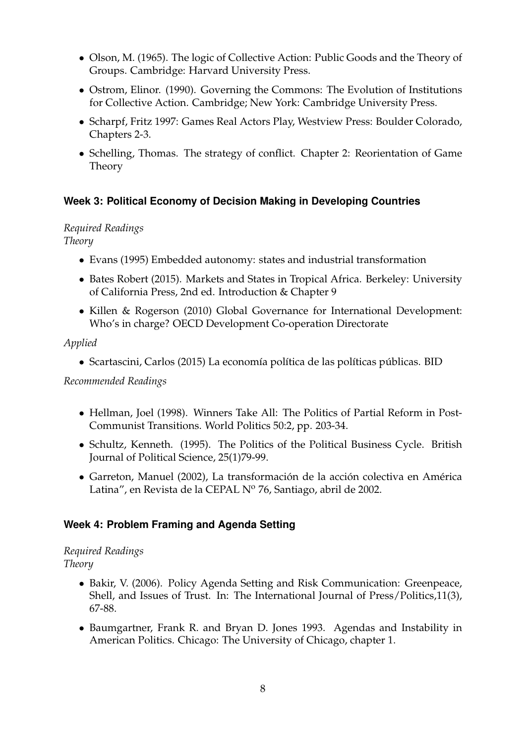- Olson, M. (1965). The logic of Collective Action: Public Goods and the Theory of Groups. Cambridge: Harvard University Press.
- Ostrom, Elinor. (1990). Governing the Commons: The Evolution of Institutions for Collective Action. Cambridge; New York: Cambridge University Press.
- Scharpf, Fritz 1997: Games Real Actors Play, Westview Press: Boulder Colorado, Chapters 2-3.
- Schelling, Thomas. The strategy of conflict. Chapter 2: Reorientation of Game Theory

### Week 3: Political Economy of Decision Making in Developing Countries

*Required Readings*
*Theory*

- Evans (1995) Embedded autonomy: states and industrial transformation
- Bates Robert (2015). Markets and States in Tropical Africa. Berkeley: University of California Press, 2nd ed. Introduction & Chapter 9
- Killen & Rogerson (2010) Global Governance for International Development: Who's in charge? OECD Development Co-operation Directorate

*Applied*

- Scartascini, Carlos (2015) La economía política de las políticas públicas. BID

*Recommended Readings*

- Hellman, Joel (1998). Winners Take All: The Politics of Partial Reform in Post-Communist Transitions. World Politics 50:2, pp. 203-34.
- Schultz, Kenneth. (1995). The Politics of the Political Business Cycle. British Journal of Political Science, 25(1)79-99.
- Garreton, Manuel (2002), La transformación de la acción colectiva en América Latina", en Revista de la CEPAL Nº 76, Santiago, abril de 2002.

### Week 4: Problem Framing and Agenda Setting

*Required Readings*
*Theory*

- Bakir, V. (2006). Policy Agenda Setting and Risk Communication: Greenpeace, Shell, and Issues of Trust. In: The International Journal of Press/Politics,11(3), 67-88.
- Baumgartner, Frank R. and Bryan D. Jones 1993. Agendas and Instability in American Politics. Chicago: The University of Chicago, chapter 1.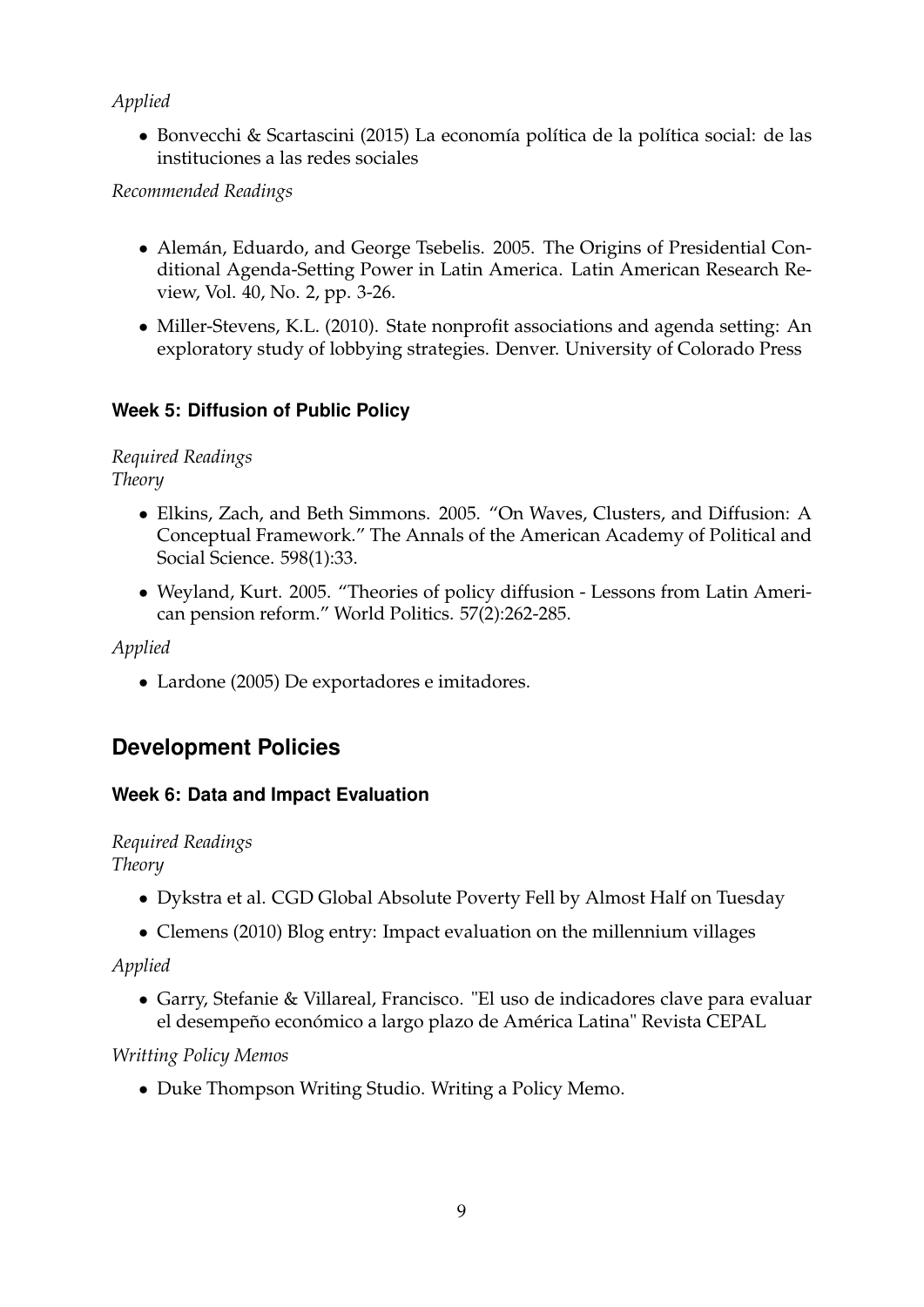*Applied*

- Bonvecchi & Scartascini (2015) La economía política de la política social: de las instituciones a las redes sociales

*Recommended Readings*

- Alemán, Eduardo, and George Tsebelis. 2005. The Origins of Presidential Conditional Agenda-Setting Power in Latin America. Latin American Research Review, Vol. 40, No. 2, pp. 3-26.
- Miller-Stevens, K.L. (2010). State nonprofit associations and agenda setting: An exploratory study of lobbying strategies. Denver. University of Colorado Press

### Week 5: Diffusion of Public Policy

*Required Readings*
*Theory*

- Elkins, Zach, and Beth Simmons. 2005. "On Waves, Clusters, and Diffusion: A Conceptual Framework." The Annals of the American Academy of Political and Social Science. 598(1):33.
- Weyland, Kurt. 2005. "Theories of policy diffusion - Lessons from Latin American pension reform." World Politics. 57(2):262-285.

*Applied*

- Lardone (2005) De exportadores e imitadores.

## Development Policies

### Week 6: Data and Impact Evaluation

*Required Readings*
*Theory*

- Dykstra et al. CGD Global Absolute Poverty Fell by Almost Half on Tuesday
- Clemens (2010) Blog entry: Impact evaluation on the millennium villages

*Applied*

- Garry, Stefanie & Villareal, Francisco. "El uso de indicadores clave para evaluar el desempeño económico a largo plazo de América Latina" Revista CEPAL

*Writting Policy Memos*

- Duke Thompson Writing Studio. Writing a Policy Memo.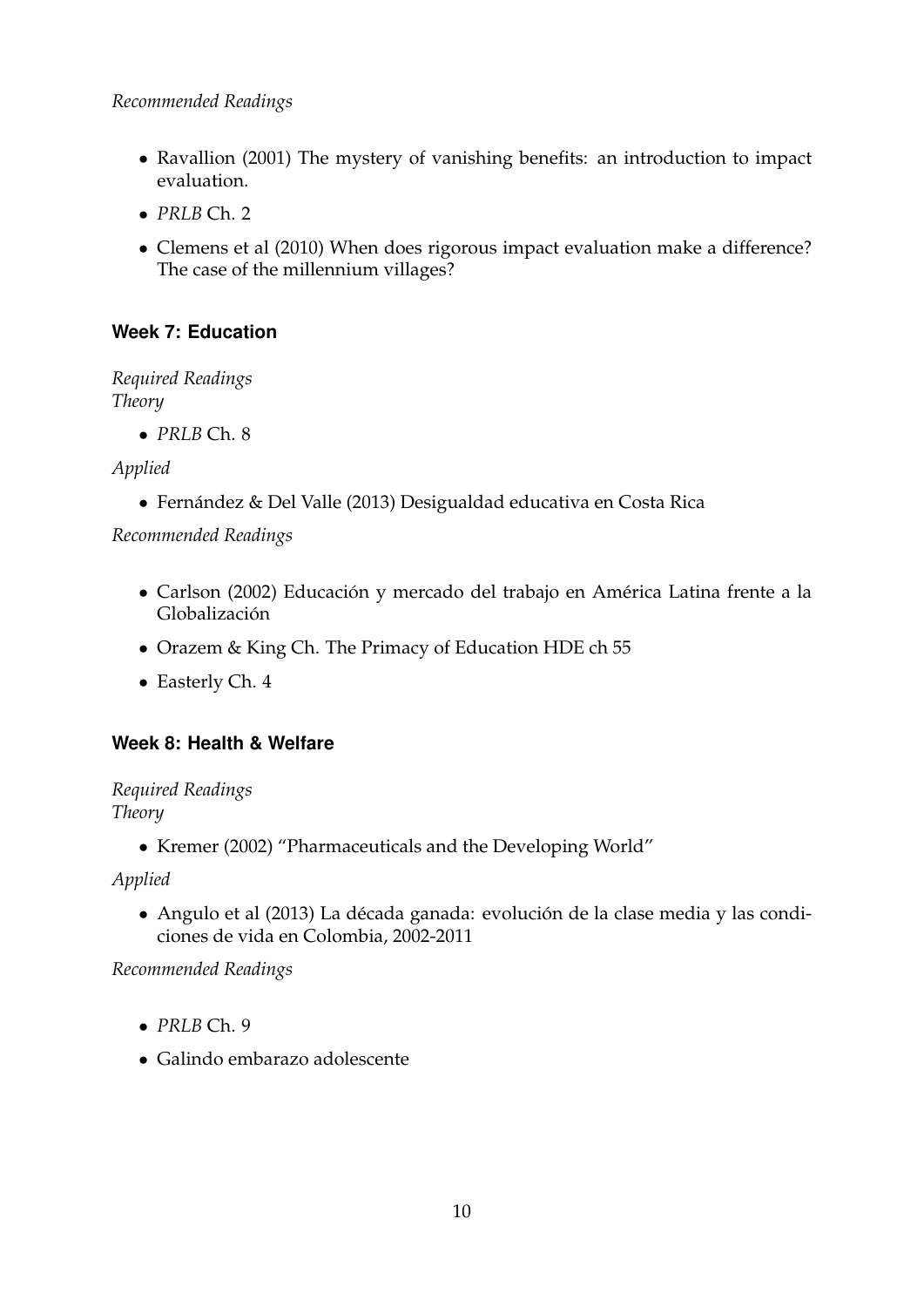*Recommended Readings*

- Ravallion (2001) The mystery of vanishing benefits: an introduction to impact evaluation.
- *PRLB* Ch. 2
- Clemens et al (2010) When does rigorous impact evaluation make a difference? The case of the millennium villages?

### Week 7: Education

*Required Readings*
*Theory*

- *PRLB* Ch. 8

*Applied*

- Fernández & Del Valle (2013) Desigualdad educativa en Costa Rica

*Recommended Readings*

- Carlson (2002) Educación y mercado del trabajo en América Latina frente a la Globalización
- Orazem & King Ch. The Primacy of Education HDE ch 55
- Easterly Ch. 4

### Week 8: Health & Welfare

*Required Readings*
*Theory*

- Kremer (2002) "Pharmaceuticals and the Developing World"

*Applied*

- Angulo et al (2013) La década ganada: evolución de la clase media y las condiciones de vida en Colombia, 2002-2011

*Recommended Readings*

- *PRLB* Ch. 9
- Galindo embarazo adolescente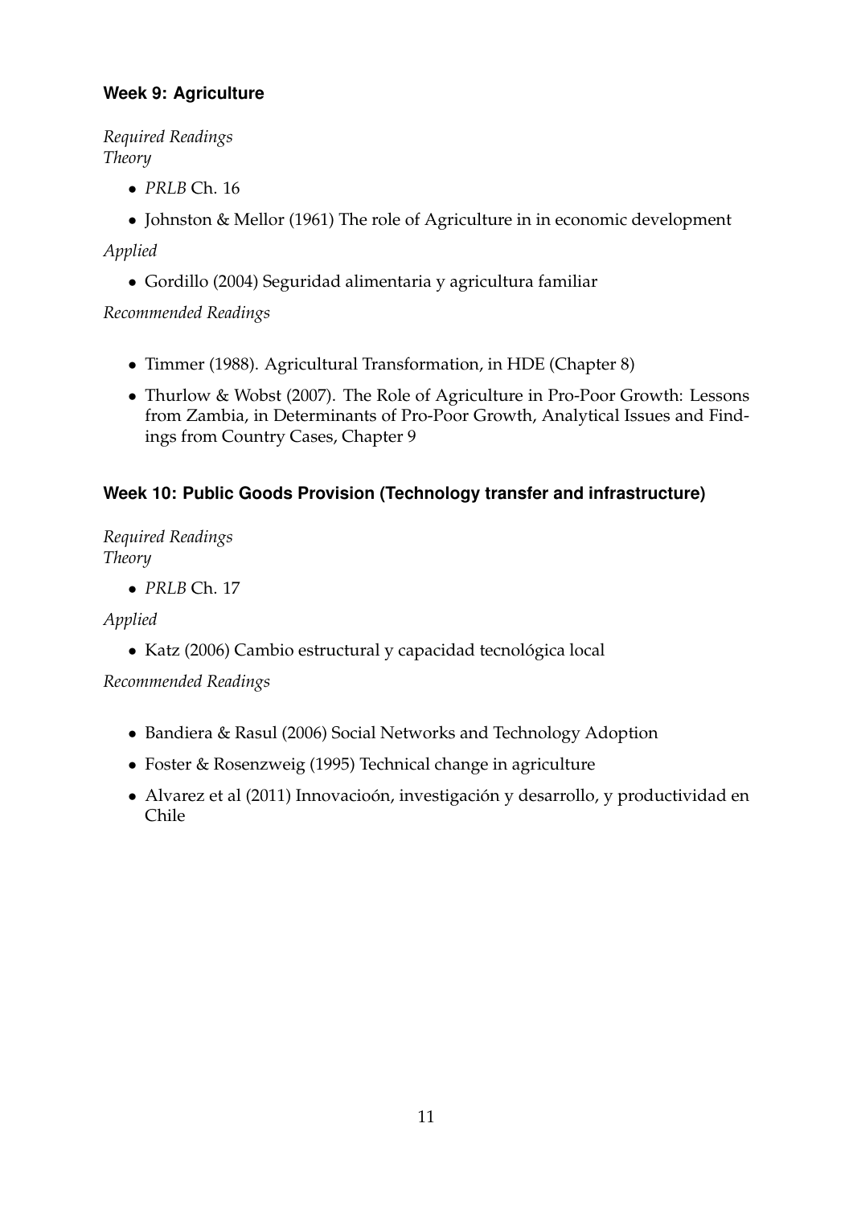### Week 9: Agriculture

*Required Readings*
*Theory*

- *PRLB* Ch. 16
- Johnston & Mellor (1961) The role of Agriculture in in economic development

*Applied*

- Gordillo (2004) Seguridad alimentaria y agricultura familiar

*Recommended Readings*

- Timmer (1988). Agricultural Transformation, in HDE (Chapter 8)
- Thurlow & Wobst (2007). The Role of Agriculture in Pro-Poor Growth: Lessons from Zambia, in Determinants of Pro-Poor Growth, Analytical Issues and Findings from Country Cases, Chapter 9

### Week 10: Public Goods Provision (Technology transfer and infrastructure)

*Required Readings*
*Theory*

- *PRLB* Ch. 17

*Applied*

- Katz (2006) Cambio estructural y capacidad tecnológica local

*Recommended Readings*

- Bandiera & Rasul (2006) Social Networks and Technology Adoption
- Foster & Rosenzweig (1995) Technical change in agriculture
- Alvarez et al (2011) Innovacioón, investigación y desarrollo, y productividad en Chile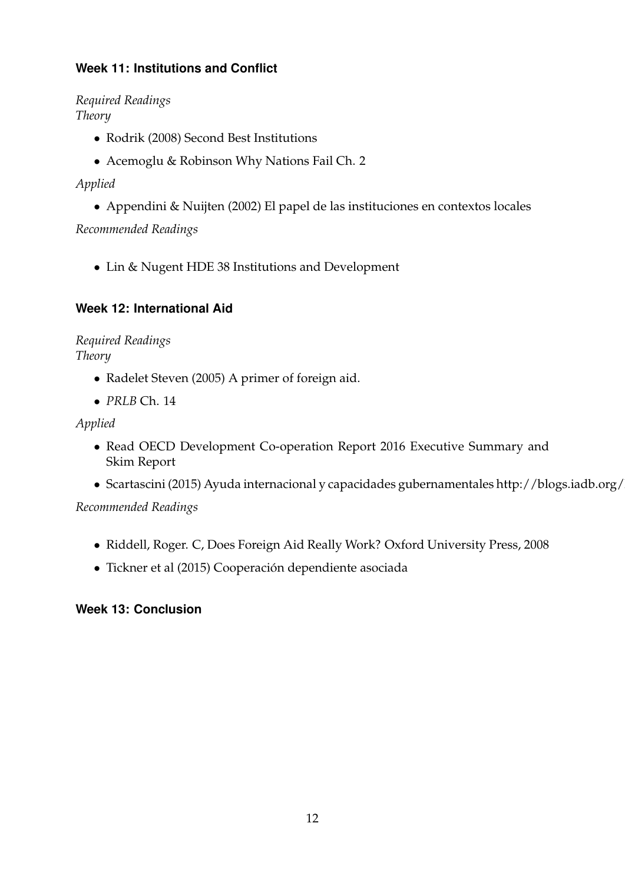### Week 11: Institutions and Conflict

*Required Readings*
*Theory*

- Rodrik (2008) Second Best Institutions
- Acemoglu & Robinson Why Nations Fail Ch. 2

*Applied*

- Appendini & Nuijten (2002) El papel de las instituciones en contextos locales

*Recommended Readings*

- Lin & Nugent HDE 38 Institutions and Development

### Week 12: International Aid

*Required Readings*
*Theory*

- Radelet Steven (2005) A primer of foreign aid.
- *PRLB* Ch. 14

*Applied*

- Read OECD Development Co-operation Report 2016 Executive Summary and Skim Report
- Scartascini (2015) Ayuda internacional y capacidades gubernamentales http://blogs.iadb.org/

*Recommended Readings*

- Riddell, Roger. C, Does Foreign Aid Really Work? Oxford University Press, 2008
- Tickner et al (2015) Cooperación dependiente asociada

### Week 13: Conclusion